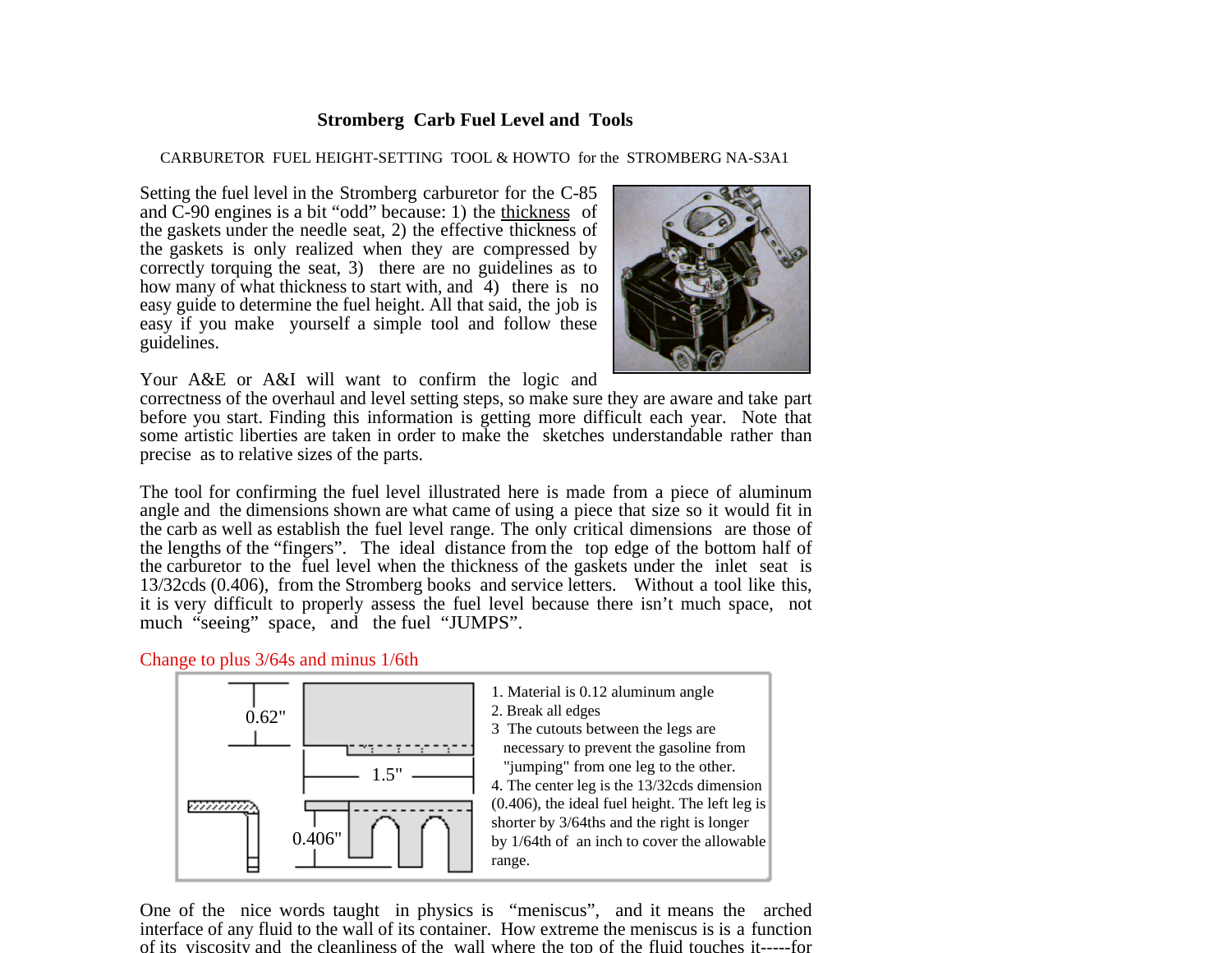# Stromberg Carb Fuel Level and Tools

CARBURETOR FUEL HEIGHT-SETTING TOOL & HOWTO for the STROMBERG NA-S3A1

Setting the fuel level in the Stromberg carburetor for the C-85 and C-90 engines is a bit "odd" because: 1) the thickness of the gaskets under the needle seat, 2) the effective thickness of the gaskets is only realized when they are compressed by correctly torquing the seat, 3) there are no guidelines as to how many of what thickness to start with, and 4) there is no easy guide to determine the fuel height. All that said, the job is easy if you make yourself a simple tool and follow these guidelines.

Your A&E or A&I will want to confirm the logic and correctness of the overhaul and level setting steps, so make sure they are aware and take part before you start. Finding this information is getting more difficult each year. Note that some artistic liberties are taken in order to make the sketches understandable rather than precise as to relative sizes of the parts.

The tool for confirming the fuel level illustrated here is made from a piece of aluminum angle and the dimensions shown are what came of using a piece that size so it would fit in the carb as well as establish the fuel level range. The only critical dimensions are those of the lengths of the "fingers". The ideal distance from the top edge of the bottom half of the carburetor to the fuel level when the thickness of the gaskets under the inlet seat is 13/32cds (0.406), from the Stromberg books and service letters. Without a tool like this, it is very difficult to properly assess the fuel level because there isn't much space, not much "seeing" space, and the fuel "JUMPS".

Change to plus 3/64s and minus 1/6th

0.62" — 1.5" — 0.406"

1. Material is 0.12 aluminum angle
2. Break all edges
3. The cutouts between the legs are necessary to prevent the gasoline from "jumping" from one leg to the other.
4. The center leg is the 13/32cds dimension (0.406), the ideal fuel height. The left leg is shorter by 3/64ths and the right is longer by 1/64th of an inch to cover the allowable range.

One of the nice words taught in physics is "meniscus", and it means the arched interface of any fluid to the wall of its container. How extreme the meniscus is is a function of its viscosity and the cleanliness of the wall where the top of the fluid touches it-----for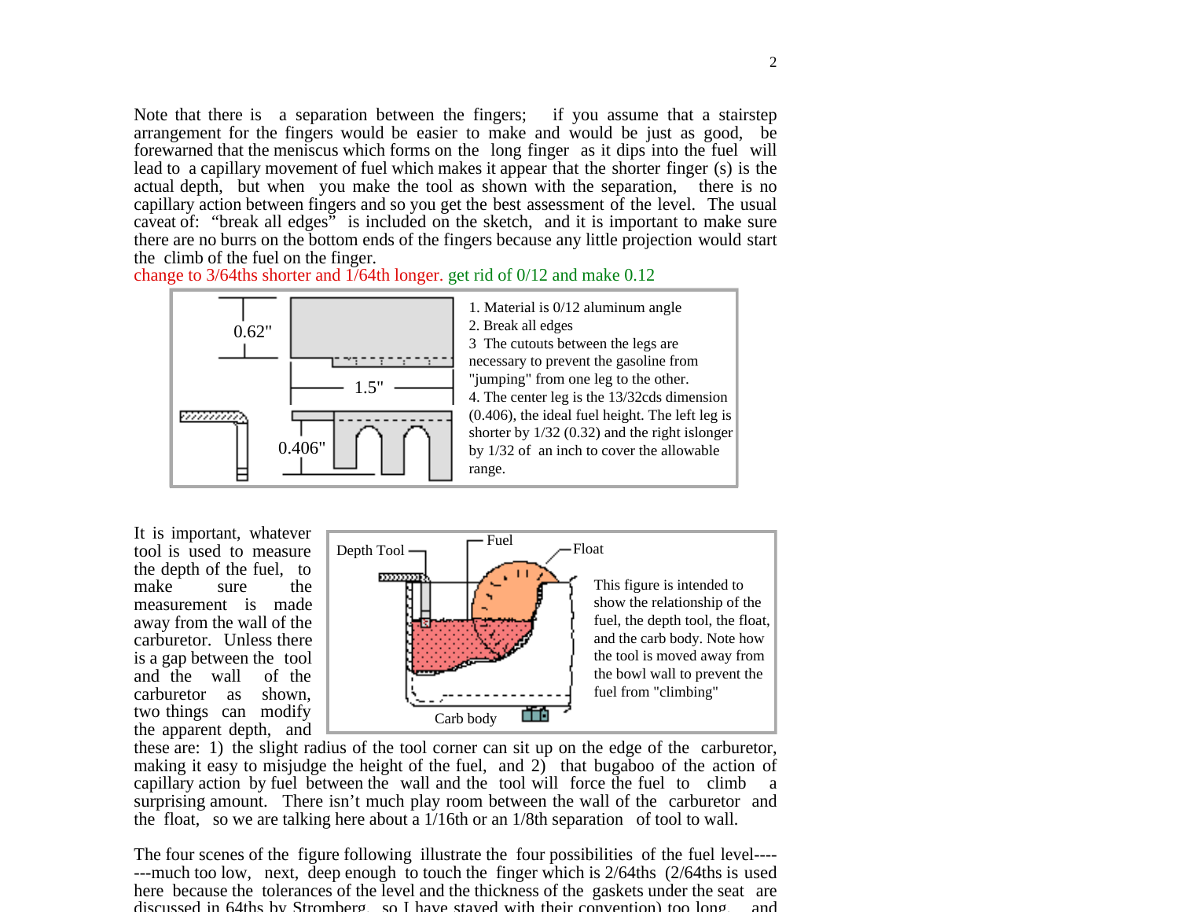Note that there is a separation between the fingers; if you assume that a stairstep arrangement for the fingers would be easier to make and would be just as good, be forewarned that the meniscus which forms on the long finger as it dips into the fuel will lead to a capillary movement of fuel which makes it appear that the shorter finger (s) is the actual depth, but when you make the tool as shown with the separation, there is no capillary action between fingers and so you get the best assessment of the level. The usual caveat of: "break all edges" is included on the sketch, and it is important to make sure there are no burrs on the bottom ends of the fingers because any little projection would start the climb of the fuel on the finger.

change to 3/64ths shorter and 1/64th longer. get rid of 0/12 and make 0.12

0.62"

1.5"

0.406"

1. Material is 0/12 aluminum angle
2. Break all edges
3 The cutouts between the legs are necessary to prevent the gasoline from "jumping" from one leg to the other.
4. The center leg is the 13/32cds dimension (0.406), the ideal fuel height. The left leg is shorter by 1/32 (0.32) and the right islonger by 1/32 of an inch to cover the allowable range.

It is important, whatever tool is used to measure the depth of the fuel, to make sure the measurement is made away from the wall of the carburetor. Unless there is a gap between the tool and the wall of the carburetor as shown, two things can modify the apparent depth, and these are: 1) the slight radius of the tool corner can sit up on the edge of the carburetor, making it easy to misjudge the height of the fuel, and 2) that bugaboo of the action of capillary action by fuel between the wall and the tool will force the fuel to climb a surprising amount. There isn't much play room between the wall of the carburetor and the float, so we are talking here about a 1/16th or an 1/8th separation of tool to wall.

Depth Tool

Fuel

Float

Carb body

This figure is intended to show the relationship of the fuel, the depth tool, the float, and the carb body. Note how the tool is moved away from the bowl wall to prevent the fuel from "climbing"

The four scenes of the figure following illustrate the four possibilities of the fuel level-------much too low, next, deep enough to touch the finger which is 2/64ths (2/64ths is used here because the tolerances of the level and the thickness of the gaskets under the seat are discussed in 64ths by Stromberg, so I have stayed with their convention) too long, and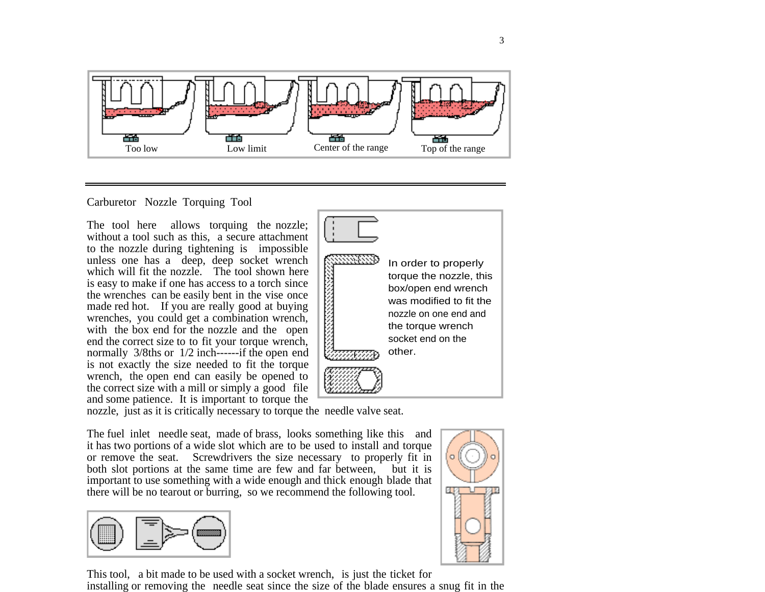Too low    Low limit    Center of the range    Top of the range

---

Carburetor  Nozzle  Torquing  Tool

The tool here allows torquing the nozzle; without a tool such as this, a secure attachment to the nozzle during tightening is impossible unless one has a deep, deep socket wrench which will fit the nozzle. The tool shown here is easy to make if one has access to a torch since the wrenches can be easily bent in the vise once made red hot. If you are really good at buying wrenches, you could get a combination wrench, with the box end for the nozzle and the open end the correct size to to fit your torque wrench, normally 3/8ths or 1/2 inch------if the open end is not exactly the size needed to fit the torque wrench, the open end can easily be opened to the correct size with a mill or simply a good file and some patience. It is important to torque the nozzle, just as it is critically necessary to torque the needle valve seat.

In order to properly torque the nozzle, this box/open end wrench was modified to fit the nozzle on one end and the torque wrench socket end on the other.

The fuel inlet needle seat, made of brass, looks something like this and it has two portions of a wide slot which are to be used to install and torque or remove the seat. Screwdrivers the size necessary to properly fit in both slot portions at the same time are few and far between, but it is important to use something with a wide enough and thick enough blade that there will be no tearout or burring, so we recommend the following tool.

This tool, a bit made to be used with a socket wrench, is just the ticket for installing or removing the needle seat since the size of the blade ensures a snug fit in the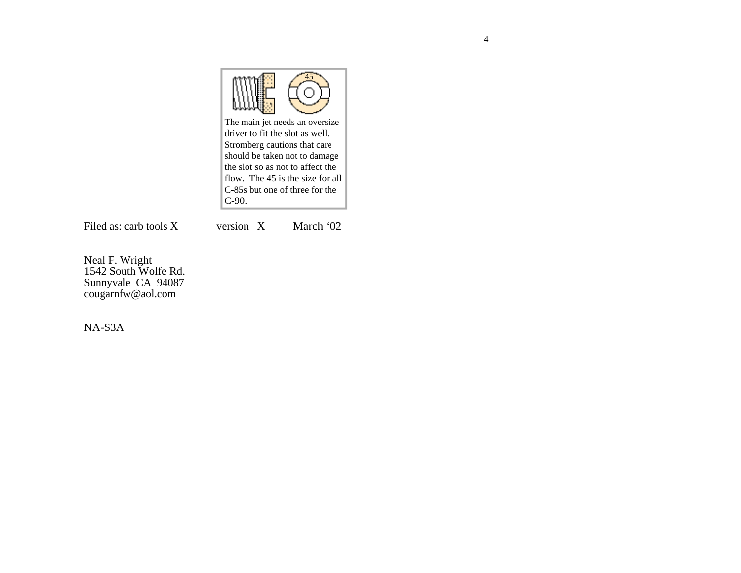45

The main jet needs an oversize driver to fit the slot as well. Stromberg cautions that care should be taken not to damage the slot so as not to affect the flow. The 45 is the size for all C-85s but one of three for the C-90.

Filed as: carb tools X version X March '02

Neal F. Wright
1542 South Wolfe Rd.
Sunnyvale CA 94087
cougarnfw@aol.com

NA-S3A